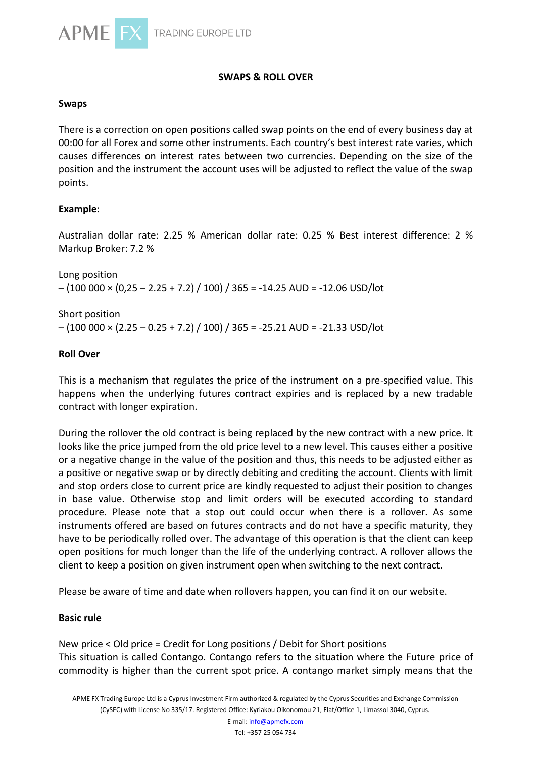# SWAPS & ROLL OVER

**Swaps**

There is a correction on open positions called swap points on the end of every business day at 00:00 for all Forex and some other instruments. Each country's best interest rate varies, which causes differences on interest rates between two currencies. Depending on the size of the position and the instrument the account uses will be adjusted to reflect the value of the swap points.

**Example**:

Australian dollar rate: 2.25 % American dollar rate: 0.25 % Best interest difference: 2 % Markup Broker: 7.2 %

Long position
$-(100\ 000 \times (0{,}25 - 2.25 + 7.2) / 100) / 365 = -14.25$ AUD = -12.06 USD/lot

Short position
$-(100\ 000 \times (2.25 - 0.25 + 7.2) / 100) / 365 = -25.21$ AUD = -21.33 USD/lot

**Roll Over**

This is a mechanism that regulates the price of the instrument on a pre-specified value. This happens when the underlying futures contract expiries and is replaced by a new tradable contract with longer expiration.

During the rollover the old contract is being replaced by the new contract with a new price. It looks like the price jumped from the old price level to a new level. This causes either a positive or a negative change in the value of the position and thus, this needs to be adjusted either as a positive or negative swap or by directly debiting and crediting the account. Clients with limit and stop orders close to current price are kindly requested to adjust their position to changes in base value. Otherwise stop and limit orders will be executed according to standard procedure. Please note that a stop out could occur when there is a rollover. As some instruments offered are based on futures contracts and do not have a specific maturity, they have to be periodically rolled over. The advantage of this operation is that the client can keep open positions for much longer than the life of the underlying contract. A rollover allows the client to keep a position on given instrument open when switching to the next contract.

Please be aware of time and date when rollovers happen, you can find it on our website.

**Basic rule**

New price < Old price = Credit for Long positions / Debit for Short positions
This situation is called Contango. Contango refers to the situation where the Future price of commodity is higher than the current spot price. A contango market simply means that the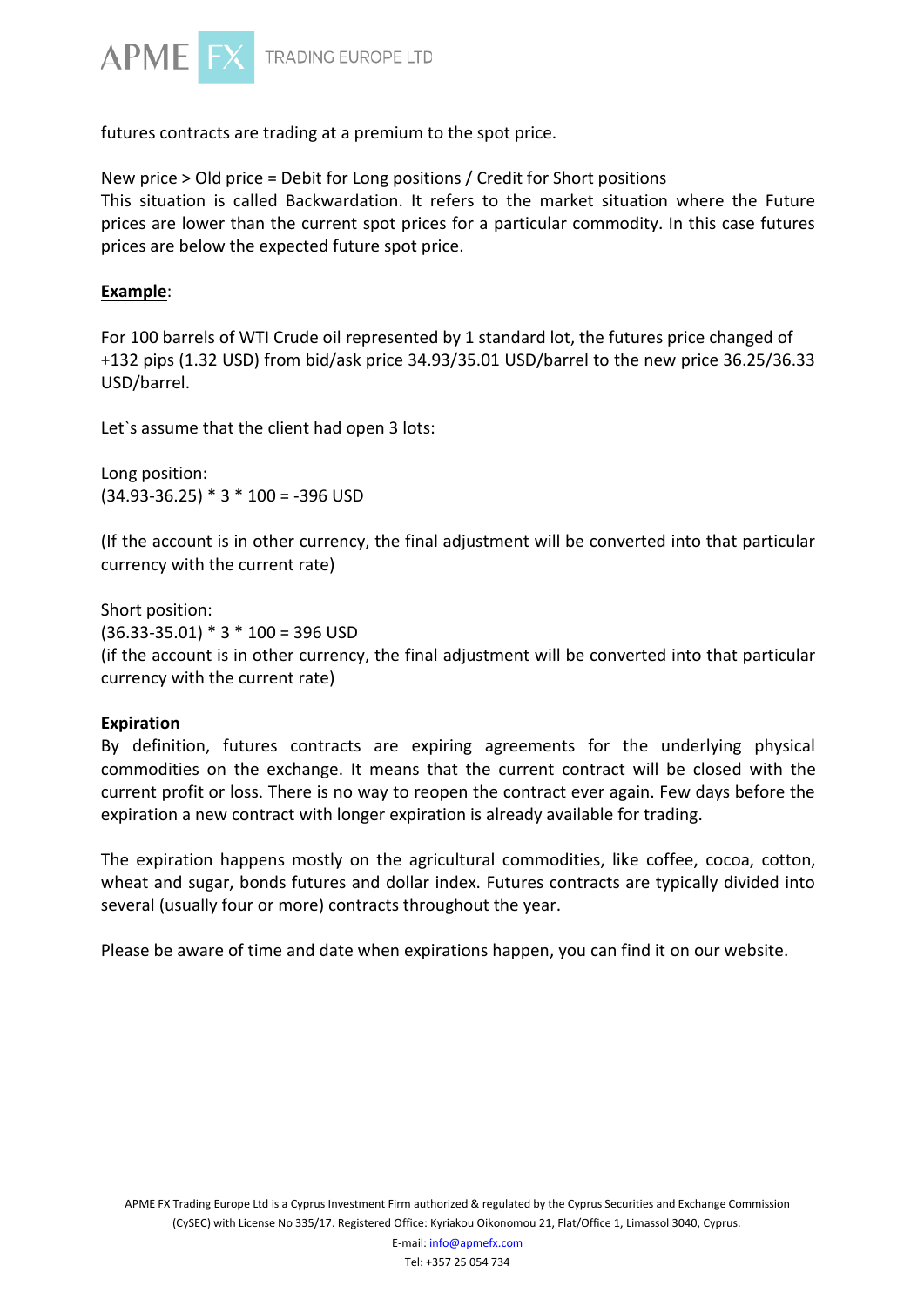futures contracts are trading at a premium to the spot price.

New price > Old price = Debit for Long positions / Credit for Short positions
This situation is called Backwardation. It refers to the market situation where the Future prices are lower than the current spot prices for a particular commodity. In this case futures prices are below the expected future spot price.

**Example**:

For 100 barrels of WTI Crude oil represented by 1 standard lot, the futures price changed of +132 pips (1.32 USD) from bid/ask price 34.93/35.01 USD/barrel to the new price 36.25/36.33 USD/barrel.

Let`s assume that the client had open 3 lots:

Long position:
(34.93-36.25) * 3 * 100 = -396 USD

(If the account is in other currency, the final adjustment will be converted into that particular currency with the current rate)

Short position:
(36.33-35.01) * 3 * 100 = 396 USD
(if the account is in other currency, the final adjustment will be converted into that particular currency with the current rate)

**Expiration**

By definition, futures contracts are expiring agreements for the underlying physical commodities on the exchange. It means that the current contract will be closed with the current profit or loss. There is no way to reopen the contract ever again. Few days before the expiration a new contract with longer expiration is already available for trading.

The expiration happens mostly on the agricultural commodities, like coffee, cocoa, cotton, wheat and sugar, bonds futures and dollar index. Futures contracts are typically divided into several (usually four or more) contracts throughout the year.

Please be aware of time and date when expirations happen, you can find it on our website.